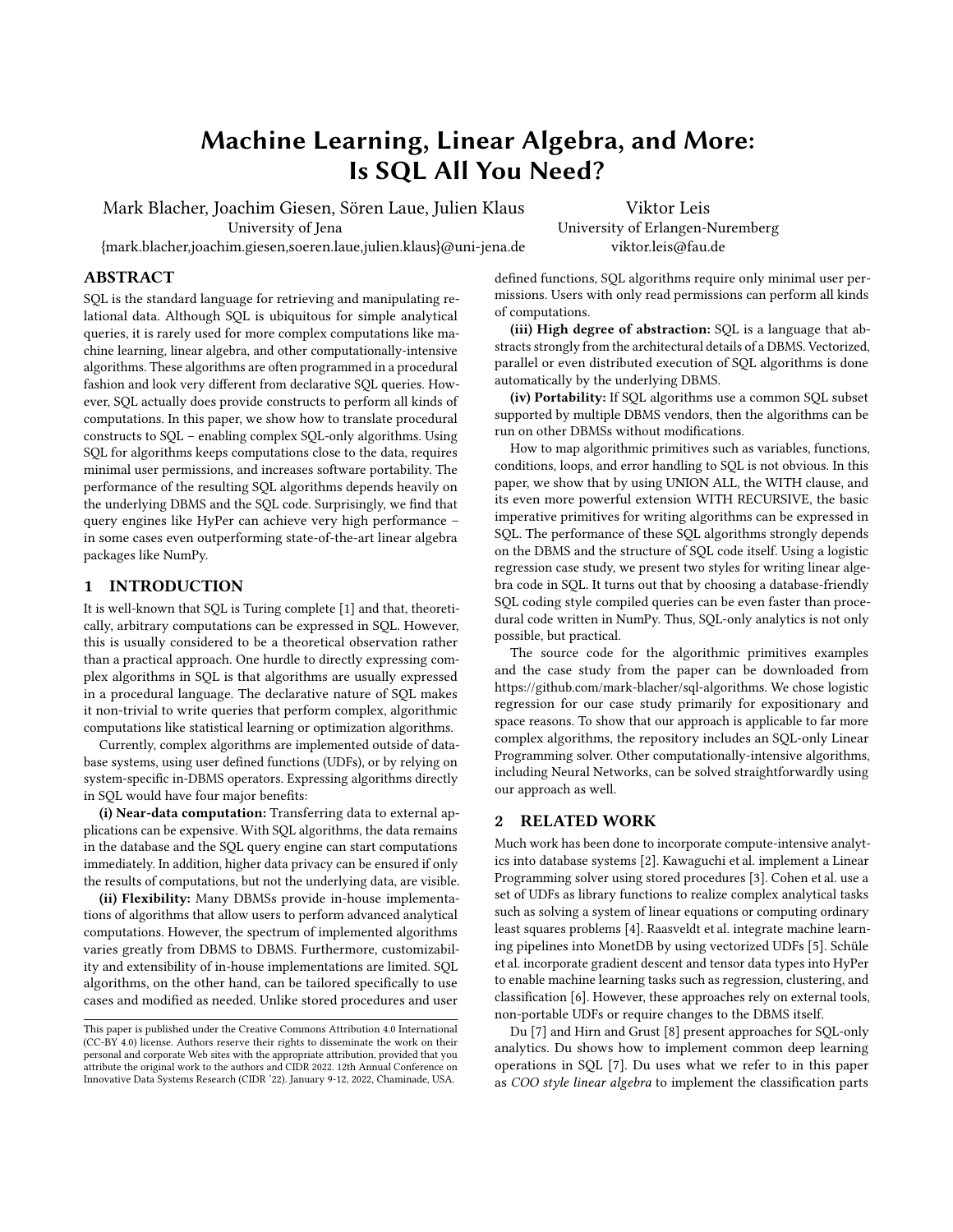# Machine Learning, Linear Algebra, and More: Is SQL All You Need?

Mark Blacher, Joachim Giesen, Sören Laue, Julien Klaus
University of Jena
{mark.blacher,joachim.giesen,soeren.laue,julien.klaus}@uni-jena.de

Viktor Leis
University of Erlangen-Nuremberg
viktor.leis@fau.de

## ABSTRACT

SQL is the standard language for retrieving and manipulating relational data. Although SQL is ubiquitous for simple analytical queries, it is rarely used for more complex computations like machine learning, linear algebra, and other computationally-intensive algorithms. These algorithms are often programmed in a procedural fashion and look very different from declarative SQL queries. However, SQL actually does provide constructs to perform all kinds of computations. In this paper, we show how to translate procedural constructs to SQL – enabling complex SQL-only algorithms. Using SQL for algorithms keeps computations close to the data, requires minimal user permissions, and increases software portability. The performance of the resulting SQL algorithms depends heavily on the underlying DBMS and the SQL code. Surprisingly, we find that query engines like HyPer can achieve very high performance – in some cases even outperforming state-of-the-art linear algebra packages like NumPy.

## 1 INTRODUCTION

It is well-known that SQL is Turing complete [1] and that, theoretically, arbitrary computations can be expressed in SQL. However, this is usually considered to be a theoretical observation rather than a practical approach. One hurdle to directly expressing complex algorithms in SQL is that algorithms are usually expressed in a procedural language. The declarative nature of SQL makes it non-trivial to write queries that perform complex, algorithmic computations like statistical learning or optimization algorithms.

Currently, complex algorithms are implemented outside of database systems, using user defined functions (UDFs), or by relying on system-specific in-DBMS operators. Expressing algorithms directly in SQL would have four major benefits:

**(i) Near-data computation:** Transferring data to external applications can be expensive. With SQL algorithms, the data remains in the database and the SQL query engine can start computations immediately. In addition, higher data privacy can be ensured if only the results of computations, but not the underlying data, are visible.

**(ii) Flexibility:** Many DBMSs provide in-house implementations of algorithms that allow users to perform advanced analytical computations. However, the spectrum of implemented algorithms varies greatly from DBMS to DBMS. Furthermore, customizability and extensibility of in-house implementations are limited. SQL algorithms, on the other hand, can be tailored specifically to use cases and modified as needed. Unlike stored procedures and user defined functions, SQL algorithms require only minimal user permissions. Users with only read permissions can perform all kinds of computations.

**(iii) High degree of abstraction:** SQL is a language that abstracts strongly from the architectural details of a DBMS. Vectorized, parallel or even distributed execution of SQL algorithms is done automatically by the underlying DBMS.

**(iv) Portability:** If SQL algorithms use a common SQL subset supported by multiple DBMS vendors, then the algorithms can be run on other DBMSs without modifications.

How to map algorithmic primitives such as variables, functions, conditions, loops, and error handling to SQL is not obvious. In this paper, we show that by using UNION ALL, the WITH clause, and its even more powerful extension WITH RECURSIVE, the basic imperative primitives for writing algorithms can be expressed in SQL. The performance of these SQL algorithms strongly depends on the DBMS and the structure of SQL code itself. Using a logistic regression case study, we present two styles for writing linear algebra code in SQL. It turns out that by choosing a database-friendly SQL coding style compiled queries can be even faster than procedural code written in NumPy. Thus, SQL-only analytics is not only possible, but practical.

The source code for the algorithmic primitives examples and the case study from the paper can be downloaded from https://github.com/mark-blacher/sql-algorithms. We chose logistic regression for our case study primarily for expositionary and space reasons. To show that our approach is applicable to far more complex algorithms, the repository includes an SQL-only Linear Programming solver. Other computationally-intensive algorithms, including Neural Networks, can be solved straightforwardly using our approach as well.

## 2 RELATED WORK

Much work has been done to incorporate compute-intensive analytics into database systems [2]. Kawaguchi et al. implement a Linear Programming solver using stored procedures [3]. Cohen et al. use a set of UDFs as library functions to realize complex analytical tasks such as solving a system of linear equations or computing ordinary least squares problems [4]. Raasveldt et al. integrate machine learning pipelines into MonetDB by using vectorized UDFs [5]. Schüle et al. incorporate gradient descent and tensor data types into HyPer to enable machine learning tasks such as regression, clustering, and classification [6]. However, these approaches rely on external tools, non-portable UDFs or require changes to the DBMS itself.

Du [7] and Hirn and Grust [8] present approaches for SQL-only analytics. Du shows how to implement common deep learning operations in SQL [7]. Du uses what we refer to in this paper as *COO style linear algebra* to implement the classification parts

This paper is published under the Creative Commons Attribution 4.0 International (CC-BY 4.0) license. Authors reserve their rights to disseminate the work on their personal and corporate Web sites with the appropriate attribution, provided that you attribute the original work to the authors and CIDR 2022. 12th Annual Conference on Innovative Data Systems Research (CIDR '22). January 9-12, 2022, Chaminade, USA.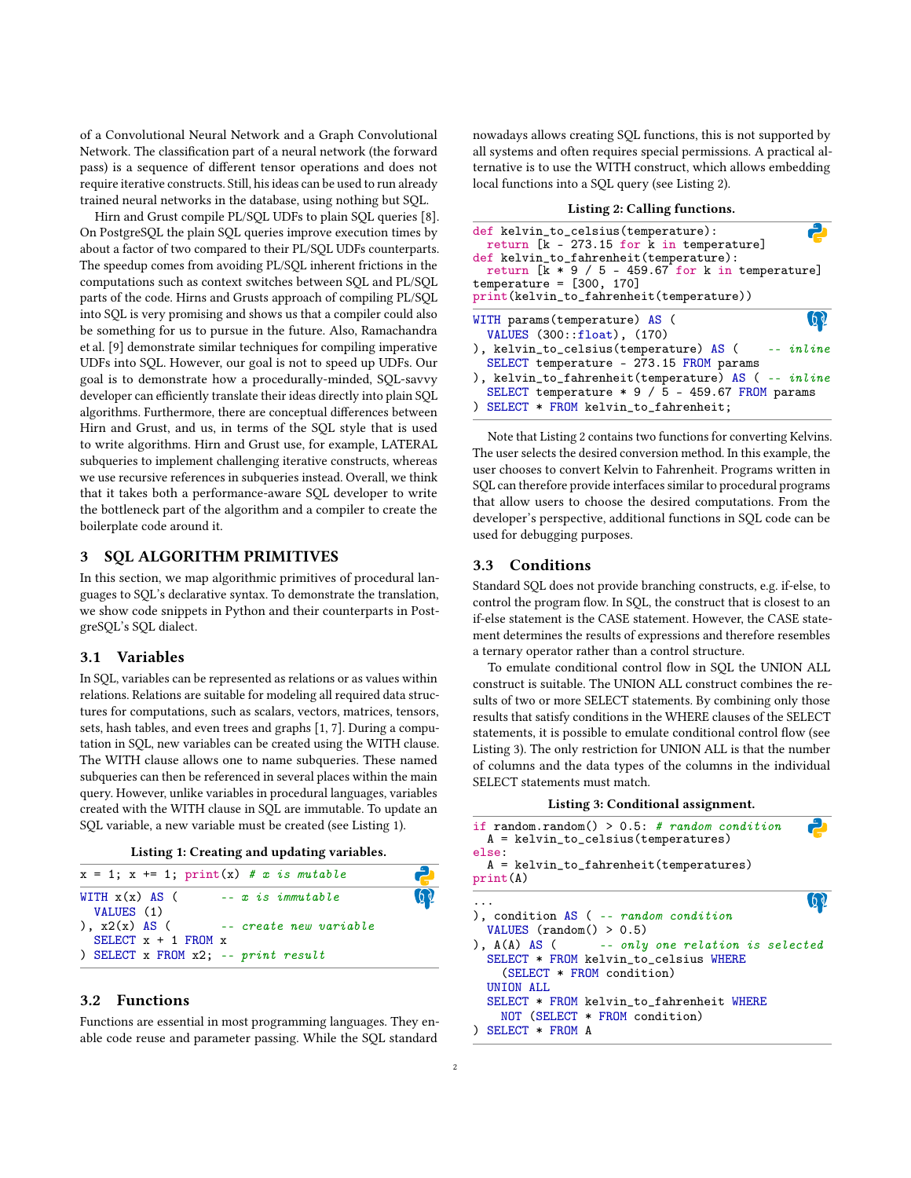of a Convolutional Neural Network and a Graph Convolutional Network. The classification part of a neural network (the forward pass) is a sequence of different tensor operations and does not require iterative constructs. Still, his ideas can be used to run already trained neural networks in the database, using nothing but SQL.

Hirn and Grust compile PL/SQL UDFs to plain SQL queries [8]. On PostgreSQL the plain SQL queries improve execution times by about a factor of two compared to their PL/SQL UDFs counterparts. The speedup comes from avoiding PL/SQL inherent frictions in the computations such as context switches between SQL and PL/SQL parts of the code. Hirns and Grusts approach of compiling PL/SQL into SQL is very promising and shows us that a compiler could also be something for us to pursue in the future. Also, Ramachandra et al. [9] demonstrate similar techniques for compiling imperative UDFs into SQL. However, our goal is not to speed up UDFs. Our goal is to demonstrate how a procedurally-minded, SQL-savvy developer can efficiently translate their ideas directly into plain SQL algorithms. Furthermore, there are conceptual differences between Hirn and Grust, and us, in terms of the SQL style that is used to write algorithms. Hirn and Grust use, for example, LATERAL subqueries to implement challenging iterative constructs, whereas we use recursive references in subqueries instead. Overall, we think that it takes both a performance-aware SQL developer to write the bottleneck part of the algorithm and a compiler to create the boilerplate code around it.

## 3 SQL ALGORITHM PRIMITIVES

In this section, we map algorithmic primitives of procedural languages to SQL's declarative syntax. To demonstrate the translation, we show code snippets in Python and their counterparts in PostgreSQL's SQL dialect.

### 3.1 Variables

In SQL, variables can be represented as relations or as values within relations. Relations are suitable for modeling all required data structures for computations, such as scalars, vectors, matrices, tensors, sets, hash tables, and even trees and graphs [1, 7]. During a computation in SQL, new variables can be created using the WITH clause. The WITH clause allows one to name subqueries. These named subqueries can then be referenced in several places within the main query. However, unlike variables in procedural languages, variables created with the WITH clause in SQL are immutable. To update an SQL variable, a new variable must be created (see Listing 1).

**Listing 1: Creating and updating variables.**

```python
x = 1; x += 1; print(x) # x is mutable
```

```sql
WITH x(x) AS (        -- x is immutable
  VALUES (1)
), x2(x) AS (         -- create new variable
  SELECT x + 1 FROM x
) SELECT x FROM x2; -- print result
```

### 3.2 Functions

Functions are essential in most programming languages. They enable code reuse and parameter passing. While the SQL standard nowadays allows creating SQL functions, this is not supported by all systems and often requires special permissions. A practical alternative is to use the WITH construct, which allows embedding local functions into a SQL query (see Listing 2).

**Listing 2: Calling functions.**

```python
def kelvin_to_celsius(temperature):
  return [k - 273.15 for k in temperature]
def kelvin_to_fahrenheit(temperature):
  return [k * 9 / 5 - 459.67 for k in temperature]
temperature = [300, 170]
print(kelvin_to_fahrenheit(temperature))
```

```sql
WITH params(temperature) AS (
  VALUES (300::float), (170)
), kelvin_to_celsius(temperature) AS (    -- inline
  SELECT temperature - 273.15 FROM params
), kelvin_to_fahrenheit(temperature) AS ( -- inline
  SELECT temperature * 9 / 5 - 459.67 FROM params
) SELECT * FROM kelvin_to_fahrenheit;
```

Note that Listing 2 contains two functions for converting Kelvins. The user selects the desired conversion method. In this example, the user chooses to convert Kelvin to Fahrenheit. Programs written in SQL can therefore provide interfaces similar to procedural programs that allow users to choose the desired computations. From the developer's perspective, additional functions in SQL code can be used for debugging purposes.

### 3.3 Conditions

Standard SQL does not provide branching constructs, e.g. if-else, to control the program flow. In SQL, the construct that is closest to an if-else statement is the CASE statement. However, the CASE statement determines the results of expressions and therefore resembles a ternary operator rather than a control structure.

To emulate conditional control flow in SQL the UNION ALL construct is suitable. The UNION ALL construct combines the results of two or more SELECT statements. By combining only those results that satisfy conditions in the WHERE clauses of the SELECT statements, it is possible to emulate conditional control flow (see Listing 3). The only restriction for UNION ALL is that the number of columns and the data types of the columns in the individual SELECT statements must match.

**Listing 3: Conditional assignment.**

```python
if random.random() > 0.5: # random condition
  A = kelvin_to_celsius(temperatures)
else:
  A = kelvin_to_fahrenheit(temperatures)
print(A)
```

```sql
...
), condition AS ( -- random condition
  VALUES (random() > 0.5)
), A(A) AS (       -- only one relation is selected
  SELECT * FROM kelvin_to_celsius WHERE
    (SELECT * FROM condition)
  UNION ALL
  SELECT * FROM kelvin_to_fahrenheit WHERE
    NOT (SELECT * FROM condition)
) SELECT * FROM A
```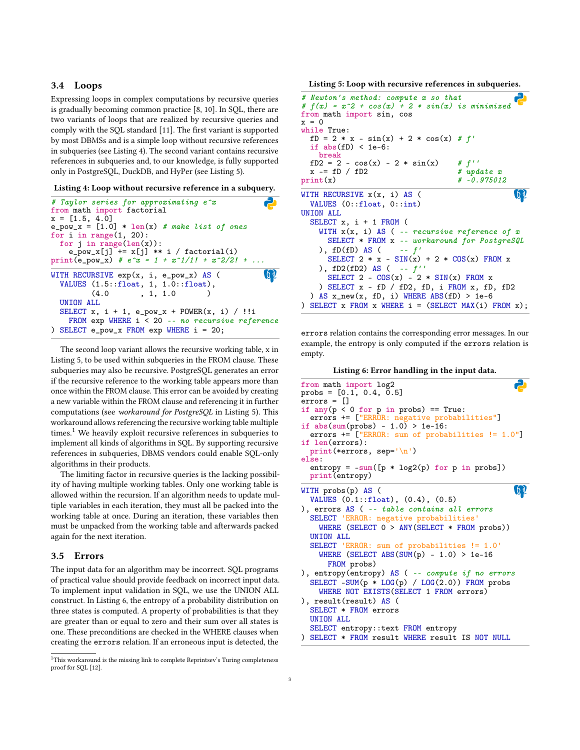### 3.4 Loops

Expressing loops in complex computations by recursive queries is gradually becoming common practice [8, 10]. In SQL, there are two variants of loops that are realized by recursive queries and comply with the SQL standard [11]. The first variant is supported by most DBMSs and is a simple loop without recursive references in subqueries (see Listing 4). The second variant contains recursive references in subqueries and, to our knowledge, is fully supported only in PostgreSQL, DuckDB, and HyPer (see Listing 5).

**Listing 4: Loop without recursive reference in a subquery.**

```python
# Taylor series for approximating e^x
from math import factorial
x = [1.5, 4.0]
e_pow_x = [1.0] * len(x) # make list of ones
for i in range(1, 20):
  for j in range(len(x)):
    e_pow_x[j] += x[j] ** i / factorial(i)
print(e_pow_x) # e^x = 1 + x^1/1! + x^2/2! + ...
```

```sql
WITH RECURSIVE exp(x, i, e_pow_x) AS (
  VALUES (1.5::float, 1, 1.0::float),
         (4.0       , 1, 1.0       )
  UNION ALL
  SELECT x, i + 1, e_pow_x + POWER(x, i) / !!i
    FROM exp WHERE i < 20 -- no recursive reference
) SELECT e_pow_x FROM exp WHERE i = 20;
```

The second loop variant allows the recursive working table, x in Listing 5, to be used within subqueries in the FROM clause. These subqueries may also be recursive. PostgreSQL generates an error if the recursive reference to the working table appears more than once within the FROM clause. This error can be avoided by creating a new variable within the FROM clause and referencing it in further computations (see *workaround for PostgreSQL* in Listing 5). This workaround allows referencing the recursive working table multiple times.[1] We heavily exploit recursive references in subqueries to implement all kinds of algorithms in SQL. By supporting recursive references in subqueries, DBMS vendors could enable SQL-only algorithms in their products.

The limiting factor in recursive queries is the lacking possibility of having multiple working tables. Only one working table is allowed within the recursion. If an algorithm needs to update multiple variables in each iteration, they must all be packed into the working table at once. During an iteration, these variables then must be unpacked from the working table and afterwards packed again for the next iteration.

[1] This workaround is the missing link to complete Reprintsev's Turing completeness proof for SQL [12].

**Listing 5: Loop with recursive references in subqueries.**

```python
# Newton's method: compute x so that
# f(x) = x^2 + cos(x) + 2 * sin(x) is minimized
from math import sin, cos
x = 0
while True:
  fD = 2 * x - sin(x) + 2 * cos(x) # f'
  if abs(fD) < 1e-6:
    break
  fD2 = 2 - cos(x) - 2 * sin(x)    # f''
  x -= fD / fD2                    # update x
print(x)                           # -0.975012
```

```sql
WITH RECURSIVE x(x, i) AS (
  VALUES (0::float, 0::int)
UNION ALL
  SELECT x, i + 1 FROM (
    WITH x(x, i) AS ( -- recursive reference of x
      SELECT * FROM x -- workaround for PostgreSQL
    ), fD(fD) AS (    -- f'
      SELECT 2 * x - SIN(x) + 2 * COS(x) FROM x
    ), fD2(fD2) AS (  -- f''
      SELECT 2 - COS(x) - 2 * SIN(x) FROM x
    ) SELECT x - fD / fD2, fD, i FROM x, fD, fD2
  ) AS x_new(x, fD, i) WHERE ABS(fD) > 1e-6
) SELECT x FROM x WHERE i = (SELECT MAX(i) FROM x);
```

### 3.5 Errors

The input data for an algorithm may be incorrect. SQL programs of practical value should provide feedback on incorrect input data. To implement input validation in SQL, we use the UNION ALL construct. In Listing 6, the entropy of a probability distribution on three states is computed. A property of probabilities is that they are greater than or equal to zero and their sum over all states is one. These preconditions are checked in the WHERE clauses when creating the `errors` relation. If an erroneous input is detected, the `errors` relation contains the corresponding error messages. In our example, the entropy is only computed if the `errors` relation is empty.

**Listing 6: Error handling in the input data.**

```python
from math import log2
probs = [0.1, 0.4, 0.5]
errors = []
if any(p < 0 for p in probs) == True:
  errors += ["ERROR: negative probabilities"]
if abs(sum(probs) - 1.0) > 1e-16:
  errors += ["ERROR: sum of probabilities != 1.0"]
if len(errors):
  print(*errors, sep='\n')
else:
  entropy = -sum([p * log2(p) for p in probs])
  print(entropy)
```

```sql
WITH probs(p) AS (
  VALUES (0.1::float), (0.4), (0.5)
), errors AS ( -- table contains all errors
  SELECT 'ERROR: negative probabilities'
    WHERE (SELECT 0 > ANY(SELECT * FROM probs))
  UNION ALL
  SELECT 'ERROR: sum of probabilities != 1.0'
    WHERE (SELECT ABS(SUM(p) - 1.0) > 1e-16
      FROM probs)
), entropy(entropy) AS ( -- compute if no errors
  SELECT -SUM(p * LOG(p) / LOG(2.0)) FROM probs
    WHERE NOT EXISTS(SELECT 1 FROM errors)
), result(result) AS (
  SELECT * FROM errors
  UNION ALL
  SELECT entropy::text FROM entropy
) SELECT * FROM result WHERE result IS NOT NULL
```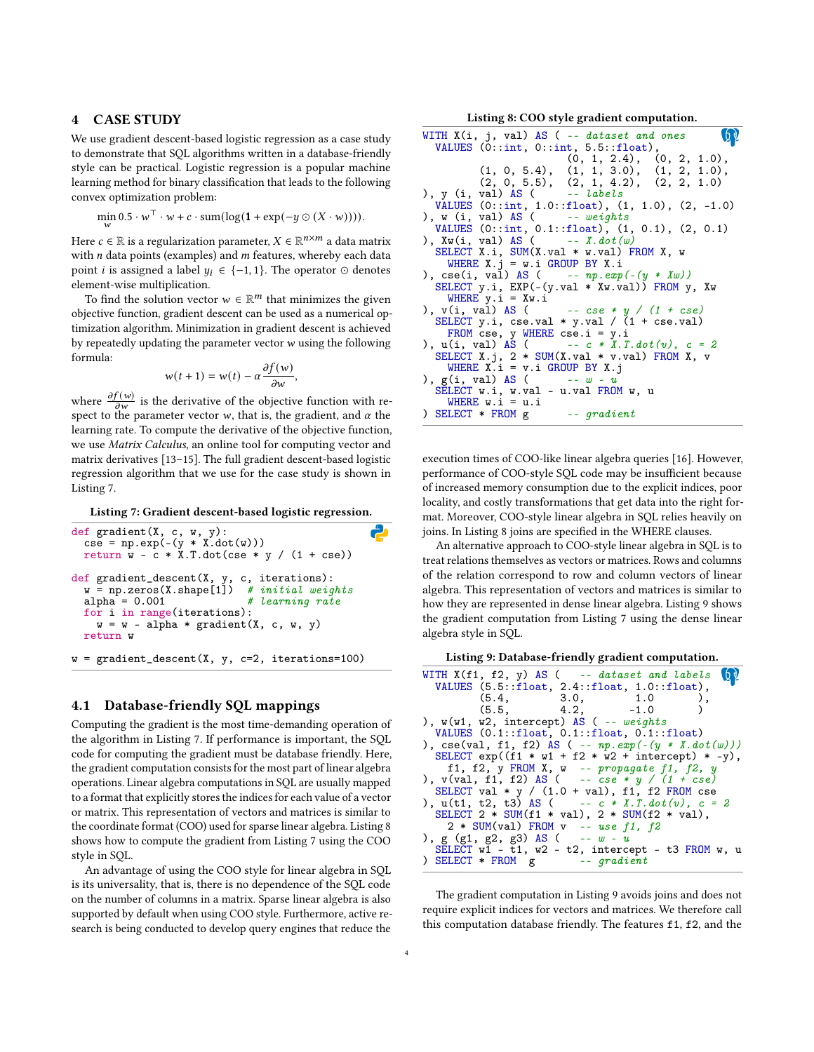## 4 CASE STUDY

We use gradient descent-based logistic regression as a case study to demonstrate that SQL algorithms written in a database-friendly style can be practical. Logistic regression is a popular machine learning method for binary classification that leads to the following convex optimization problem:

$$\min_{w} 0.5 \cdot w^\top \cdot w + c \cdot \text{sum}(\log(\mathbf{1} + \exp(-y \odot (X \cdot w)))).$$

Here $c \in \mathbb{R}$ is a regularization parameter, $X \in \mathbb{R}^{n \times m}$ a data matrix with $n$ data points (examples) and $m$ features, whereby each data point $i$ is assigned a label $y_i \in \{-1, 1\}$. The operator $\odot$ denotes element-wise multiplication.

To find the solution vector $w \in \mathbb{R}^m$ that minimizes the given objective function, gradient descent can be used as a numerical optimization algorithm. Minimization in gradient descent is achieved by repeatedly updating the parameter vector $w$ using the following formula:

$$w(t+1) = w(t) - \alpha \frac{\partial f(w)}{\partial w},$$

where $\frac{\partial f(w)}{\partial w}$ is the derivative of the objective function with respect to the parameter vector $w$, that is, the gradient, and $\alpha$ the learning rate. To compute the derivative of the objective function, we use *Matrix Calculus*, an online tool for computing vector and matrix derivatives [13–15]. The full gradient descent-based logistic regression algorithm that we use for the case study is shown in Listing 7.

**Listing 7: Gradient descent-based logistic regression.**

```python
def gradient(X, c, w, y):
  cse = np.exp(-(y * X.dot(w)))
  return w - c * X.T.dot(cse * y / (1 + cse))

def gradient_descent(X, y, c, iterations):
  w = np.zeros(X.shape[1])  # initial weights
  alpha = 0.001             # learning rate
  for i in range(iterations):
    w = w - alpha * gradient(X, c, w, y)
  return w

w = gradient_descent(X, y, c=2, iterations=100)
```

### 4.1 Database-friendly SQL mappings

Computing the gradient is the most time-demanding operation of the algorithm in Listing 7. If performance is important, the SQL code for computing the gradient must be database friendly. Here, the gradient computation consists for the most part of linear algebra operations. Linear algebra computations in SQL are usually mapped to a format that explicitly stores the indices for each value of a vector or matrix. This representation of vectors and matrices is similar to the coordinate format (COO) used for sparse linear algebra. Listing 8 shows how to compute the gradient from Listing 7 using the COO style in SQL.

An advantage of using the COO style for linear algebra in SQL is its universality, that is, there is no dependence of the SQL code on the number of columns in a matrix. Sparse linear algebra is also supported by default when using COO style. Furthermore, active research is being conducted to develop query engines that reduce the

**Listing 8: COO style gradient computation.**

```sql
WITH X(i, j, val) AS ( -- dataset and ones
  VALUES (0::int, 0::int, 5.5::float),
                          (0, 1, 2.4),  (0, 2, 1.0),
         (1, 0, 5.4),  (1, 1, 3.0),  (1, 2, 1.0),
         (2, 0, 5.5),  (2, 1, 4.2),  (2, 2, 1.0)
), y (i, val) AS (     -- labels
  VALUES (0::int, 1.0::float), (1, 1.0), (2, -1.0)
), w (i, val) AS (     -- weights
  VALUES (0::int, 0.1::float), (1, 0.1), (2, 0.1)
), Xw(i, val) AS (        -- X.dot(w)
  SELECT X.i, SUM(X.val * w.val) FROM X, w
    WHERE X.j = w.i GROUP BY X.i
), cse(i, val) AS (    -- np.exp(-(y * Xw))
  SELECT y.i, EXP(-(y.val * Xw.val)) FROM y, Xw
    WHERE y.i = Xw.i
), v(i, val) AS (        -- cse * y / (1 + cse)
  SELECT y.i, cse.val * y.val / (1 + cse.val)
    FROM cse, y WHERE cse.i = y.i
), u(i, val) AS (        -- c * X.T.dot(v), c = 2
  SELECT X.j, 2 * SUM(X.val * v.val) FROM X, v
    WHERE X.i = v.i GROUP BY X.j
), g(i, val) AS (        -- w - u
  SELECT w.i, w.val - u.val FROM w, u
    WHERE w.i = u.i
) SELECT * FROM g       -- gradient
```

execution times of COO-like linear algebra queries [16]. However, performance of COO-style SQL code may be insufficient because of increased memory consumption due to the explicit indices, poor locality, and costly transformations that get data into the right format. Moreover, COO-style linear algebra in SQL relies heavily on joins. In Listing 8 joins are specified in the WHERE clauses.

An alternative approach to COO-style linear algebra in SQL is to treat relations themselves as vectors or matrices. Rows and columns of the relation correspond to row and column vectors of linear algebra. This representation of vectors and matrices is similar to how they are represented in dense linear algebra. Listing 9 shows the gradient computation from Listing 7 using the dense linear algebra style in SQL.

**Listing 9: Database-friendly gradient computation.**

```sql
WITH X(f1, f2, y) AS (   -- dataset and labels
  VALUES (5.5::float, 2.4::float, 1.0::float),
         (5.4,        3.0,        1.0        ),
         (5.5,        4.2,       -1.0        )
), w(w1, w2, intercept) AS ( -- weights
  VALUES (0.1::float, 0.1::float, 0.1::float)
), cse(val, f1, f2) AS ( -- np.exp(-(y * X.dot(w)))
  SELECT exp((f1 * w1 + f2 * w2 + intercept) * -y),
    f1, f2, y FROM X, w   -- propagate f1, f2, y
), v(val, f1, f2) AS (   -- cse * y / (1 + cse)
  SELECT val * y / (1.0 + val), f1, f2 FROM cse
), u(t1, t2, t3) AS (      -- c * X.T.dot(v), c = 2
  SELECT 2 * SUM(f1 * val), 2 * SUM(f2 * val),
    2 * SUM(val) FROM v   -- use f1, f2
), g (g1, g2, g3) AS (    -- w - u
  SELECT w1 - t1, w2 - t2, intercept - t3 FROM w, u
) SELECT * FROM  g        -- gradient
```

The gradient computation in Listing 9 avoids joins and does not require explicit indices for vectors and matrices. We therefore call this computation database friendly. The features `f1`, `f2`, and the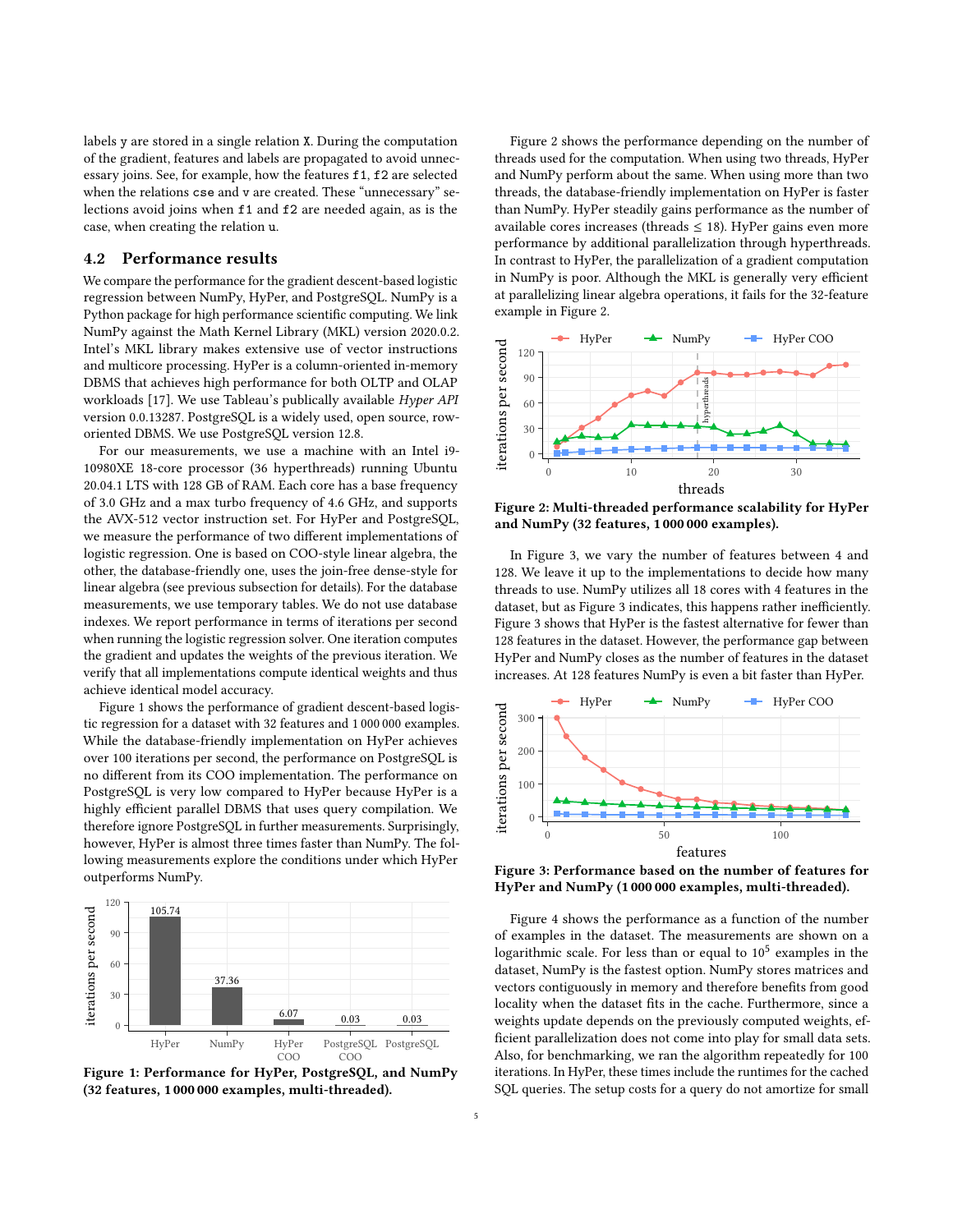labels y are stored in a single relation X. During the computation of the gradient, features and labels are propagated to avoid unnecessary joins. See, for example, how the features f1, f2 are selected when the relations cse and v are created. These "unnecessary" selections avoid joins when f1 and f2 are needed again, as is the case, when creating the relation u.

## 4.2 Performance results

We compare the performance for the gradient descent-based logistic regression between NumPy, HyPer, and PostgreSQL. NumPy is a Python package for high performance scientific computing. We link NumPy against the Math Kernel Library (MKL) version 2020.0.2. Intel's MKL library makes extensive use of vector instructions and multicore processing. HyPer is a column-oriented in-memory DBMS that achieves high performance for both OLTP and OLAP workloads [17]. We use Tableau's publically available *Hyper API* version 0.0.13287. PostgreSQL is a widely used, open source, row-oriented DBMS. We use PostgreSQL version 12.8.

For our measurements, we use a machine with an Intel i9-10980XE 18-core processor (36 hyperthreads) running Ubuntu 20.04.1 LTS with 128 GB of RAM. Each core has a base frequency of 3.0 GHz and a max turbo frequency of 4.6 GHz, and supports the AVX-512 vector instruction set. For HyPer and PostgreSQL, we measure the performance of two different implementations of logistic regression. One is based on COO-style linear algebra, the other, the database-friendly one, uses the join-free dense-style for linear algebra (see previous subsection for details). For the database measurements, we use temporary tables. We do not use database indexes. We report performance in terms of iterations per second when running the logistic regression solver. One iteration computes the gradient and updates the weights of the previous iteration. We verify that all implementations compute identical weights and thus achieve identical model accuracy.

Figure 1 shows the performance of gradient descent-based logistic regression for a dataset with 32 features and 1 000 000 examples. While the database-friendly implementation on HyPer achieves over 100 iterations per second, the performance on PostgreSQL is no different from its COO implementation. The performance on PostgreSQL is very low compared to HyPer because HyPer is a highly efficient parallel DBMS that uses query compilation. We therefore ignore PostgreSQL in further measurements. Surprisingly, however, HyPer is almost three times faster than NumPy. The following measurements explore the conditions under which HyPer outperforms NumPy.

**Figure 1: Performance for HyPer, PostgreSQL, and NumPy (32 features, 1 000 000 examples, multi-threaded).**

Figure 2 shows the performance depending on the number of threads used for the computation. When using two threads, HyPer and NumPy perform about the same. When using more than two threads, the database-friendly implementation on HyPer is faster than NumPy. HyPer steadily gains performance as the number of available cores increases (threads $\leq$ 18). HyPer gains even more performance by additional parallelization through hyperthreads. In contrast to HyPer, the parallelization of a gradient computation in NumPy is poor. Although the MKL is generally very efficient at parallelizing linear algebra operations, it fails for the 32-feature example in Figure 2.

**Figure 2: Multi-threaded performance scalability for HyPer and NumPy (32 features, 1 000 000 examples).**

In Figure 3, we vary the number of features between 4 and 128. We leave it up to the implementations to decide how many threads to use. NumPy utilizes all 18 cores with 4 features in the dataset, but as Figure 3 indicates, this happens rather inefficiently. Figure 3 shows that HyPer is the fastest alternative for fewer than 128 features in the dataset. However, the performance gap between HyPer and NumPy closes as the number of features in the dataset increases. At 128 features NumPy is even a bit faster than HyPer.

**Figure 3: Performance based on the number of features for HyPer and NumPy (1 000 000 examples, multi-threaded).**

Figure 4 shows the performance as a function of the number of examples in the dataset. The measurements are shown on a logarithmic scale. For less than or equal to $10^5$ examples in the dataset, NumPy is the fastest option. NumPy stores matrices and vectors contiguously in memory and therefore benefits from good locality when the dataset fits in the cache. Furthermore, since a weights update depends on the previously computed weights, efficient parallelization does not come into play for small data sets. Also, for benchmarking, we ran the algorithm repeatedly for 100 iterations. In HyPer, these times include the runtimes for the cached SQL queries. The setup costs for a query do not amortize for small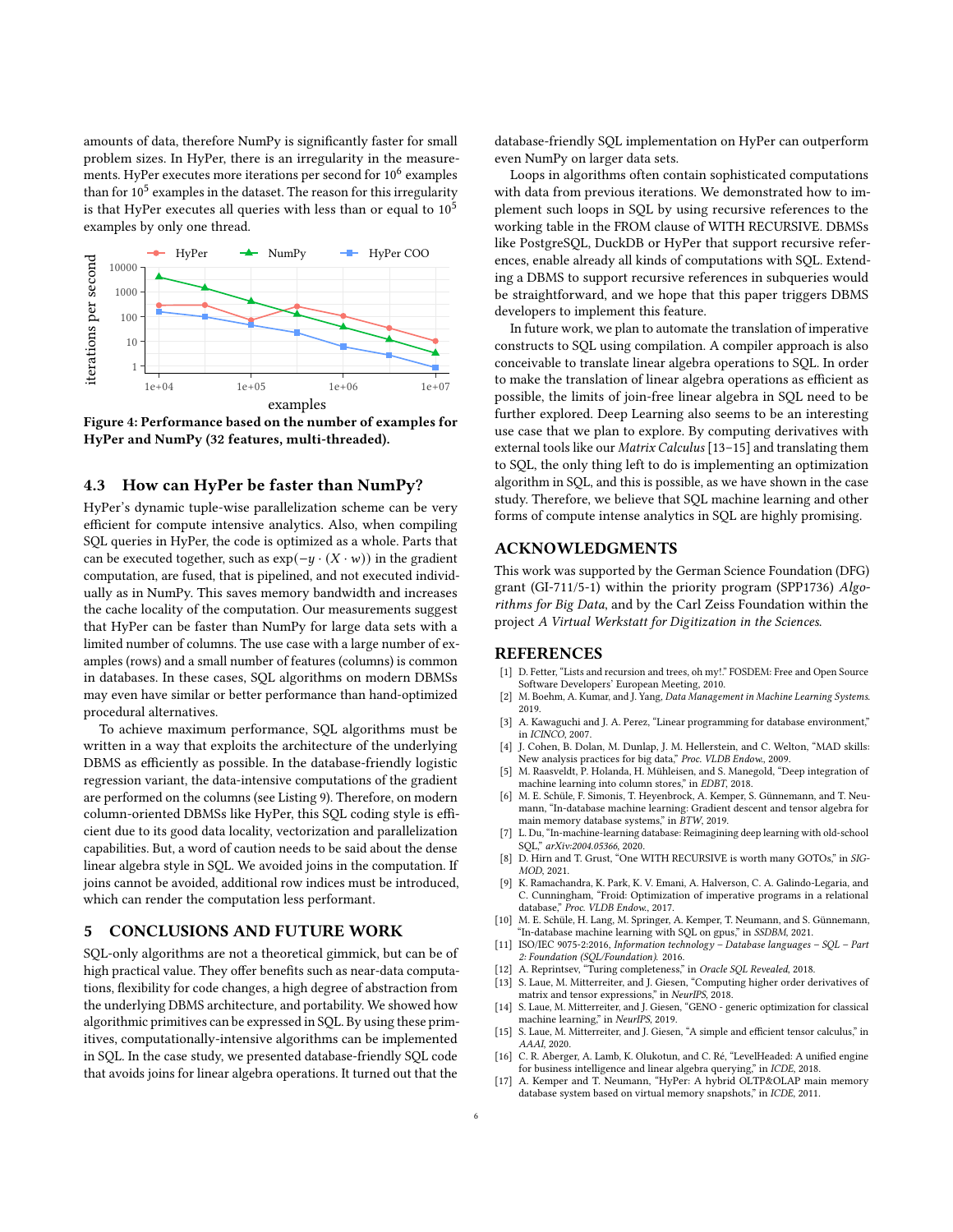amounts of data, therefore NumPy is significantly faster for small problem sizes. In HyPer, there is an irregularity in the measurements. HyPer executes more iterations per second for $10^6$ examples than for $10^5$ examples in the dataset. The reason for this irregularity is that HyPer executes all queries with less than or equal to $10^5$ examples by only one thread.

HyPer NumPy HyPer COO

iterations per second

10000
1000
100
10
1

1e+04 1e+05 1e+06 1e+07

examples

**Figure 4: Performance based on the number of examples for HyPer and NumPy (32 features, multi-threaded).**

### 4.3 How can HyPer be faster than NumPy?

HyPer's dynamic tuple-wise parallelization scheme can be very efficient for compute intensive analytics. Also, when compiling SQL queries in HyPer, the code is optimized as a whole. Parts that can be executed together, such as $\exp(-y \cdot (X \cdot w))$ in the gradient computation, are fused, that is pipelined, and not executed individually as in NumPy. This saves memory bandwidth and increases the cache locality of the computation. Our measurements suggest that HyPer can be faster than NumPy for large data sets with a limited number of columns. The use case with a large number of examples (rows) and a small number of features (columns) is common in databases. In these cases, SQL algorithms on modern DBMSs may even have similar or better performance than hand-optimized procedural alternatives.

To achieve maximum performance, SQL algorithms must be written in a way that exploits the architecture of the underlying DBMS as efficiently as possible. In the database-friendly logistic regression variant, the data-intensive computations of the gradient are performed on the columns (see Listing 9). Therefore, on modern column-oriented DBMSs like HyPer, this SQL coding style is efficient due to its good data locality, vectorization and parallelization capabilities. But, a word of caution needs to be said about the dense linear algebra style in SQL. We avoided joins in the computation. If joins cannot be avoided, additional row indices must be introduced, which can render the computation less performant.

## 5 CONCLUSIONS AND FUTURE WORK

SQL-only algorithms are not a theoretical gimmick, but can be of high practical value. They offer benefits such as near-data computations, flexibility for code changes, a high degree of abstraction from the underlying DBMS architecture, and portability. We showed how algorithmic primitives can be expressed in SQL. By using these primitives, computationally-intensive algorithms can be implemented in SQL. In the case study, we presented database-friendly SQL code that avoids joins for linear algebra operations. It turned out that the database-friendly SQL implementation on HyPer can outperform even NumPy on larger data sets.

Loops in algorithms often contain sophisticated computations with data from previous iterations. We demonstrated how to implement such loops in SQL by using recursive references to the working table in the FROM clause of WITH RECURSIVE. DBMSs like PostgreSQL, DuckDB or HyPer that support recursive references, enable already all kinds of computations with SQL. Extending a DBMS to support recursive references in subqueries would be straightforward, and we hope that this paper triggers DBMS developers to implement this feature.

In future work, we plan to automate the translation of imperative constructs to SQL using compilation. A compiler approach is also conceivable to translate linear algebra operations to SQL. In order to make the translation of linear algebra operations as efficient as possible, the limits of join-free linear algebra in SQL need to be further explored. Deep Learning also seems to be an interesting use case that we plan to explore. By computing derivatives with external tools like our *Matrix Calculus* [13–15] and translating them to SQL, the only thing left to do is implementing an optimization algorithm in SQL, and this is possible, as we have shown in the case study. Therefore, we believe that SQL machine learning and other forms of compute intense analytics in SQL are highly promising.

## ACKNOWLEDGMENTS

This work was supported by the German Science Foundation (DFG) grant (GI-711/5-1) within the priority program (SPP1736) *Algorithms for Big Data*, and by the Carl Zeiss Foundation within the project *A Virtual Werkstatt for Digitization in the Sciences*.

## REFERENCES

[1] D. Fetter, "Lists and recursion and trees, oh my!." FOSDEM: Free and Open Source Software Developers' European Meeting, 2010.
[2] M. Boehm, A. Kumar, and J. Yang, *Data Management in Machine Learning Systems*. 2019.
[3] A. Kawaguchi and J. A. Perez, "Linear programming for database environment," in *ICINCO*, 2007.
[4] J. Cohen, B. Dolan, M. Dunlap, J. M. Hellerstein, and C. Welton, "MAD skills: New analysis practices for big data," *Proc. VLDB Endow.*, 2009.
[5] M. Raasveldt, P. Holanda, H. Mühleisen, and S. Manegold, "Deep integration of machine learning into column stores," in *EDBT*, 2018.
[6] M. E. Schüle, F. Simonis, T. Heyenbrock, A. Kemper, S. Günnemann, and T. Neumann, "In-database machine learning: Gradient descent and tensor algebra for main memory database systems," in *BTW*, 2019.
[7] L. Du, "In-machine-learning database: Reimagining deep learning with old-school SQL," *arXiv:2004.05366*, 2020.
[8] D. Hirn and T. Grust, "One WITH RECURSIVE is worth many GOTOs," in *SIGMOD*, 2021.
[9] K. Ramachandra, K. Park, K. V. Emani, A. Halverson, C. A. Galindo-Legaria, and C. Cunningham, "Froid: Optimization of imperative programs in a relational database," *Proc. VLDB Endow.*, 2017.
[10] M. E. Schüle, H. Lang, M. Springer, A. Kemper, T. Neumann, and S. Günnemann, "In-database machine learning with SQL on gpus," in *SSDBM*, 2021.
[11] ISO/IEC 9075-2:2016, *Information technology – Database languages – SQL – Part 2: Foundation (SQL/Foundation)*. 2016.
[12] A. Reprintsev, "Turing completeness," in *Oracle SQL Revealed*, 2018.
[13] S. Laue, M. Mitterreiter, and J. Giesen, "Computing higher order derivatives of matrix and tensor expressions," in *NeurIPS*, 2018.
[14] S. Laue, M. Mitterreiter, and J. Giesen, "GENO - generic optimization for classical machine learning," in *NeurIPS*, 2019.
[15] S. Laue, M. Mitterreiter, and J. Giesen, "A simple and efficient tensor calculus," in *AAAI*, 2020.
[16] C. R. Aberger, A. Lamb, K. Olukotun, and C. Ré, "LevelHeaded: A unified engine for business intelligence and linear algebra querying," in *ICDE*, 2018.
[17] A. Kemper and T. Neumann, "HyPer: A hybrid OLTP&OLAP main memory database system based on virtual memory snapshots," in *ICDE*, 2011.